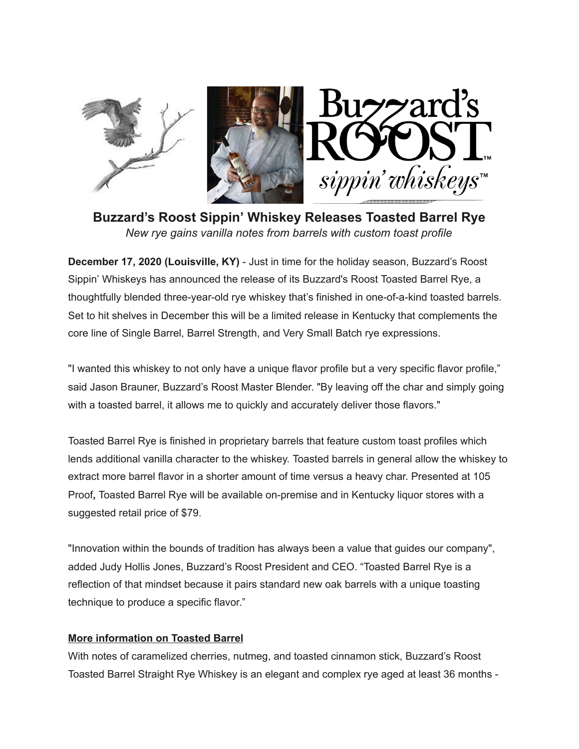# Buzzard's Roost Sippin' Whiskey Releases Toasted Barrel Rye

*New rye gains vanilla notes from barrels with custom toast profile*

**December 17, 2020 (Louisville, KY)** - Just in time for the holiday season, Buzzard's Roost Sippin' Whiskeys has announced the release of its Buzzard's Roost Toasted Barrel Rye, a thoughtfully blended three-year-old rye whiskey that's finished in one-of-a-kind toasted barrels. Set to hit shelves in December this will be a limited release in Kentucky that complements the core line of Single Barrel, Barrel Strength, and Very Small Batch rye expressions.

"I wanted this whiskey to not only have a unique flavor profile but a very specific flavor profile," said Jason Brauner, Buzzard's Roost Master Blender. "By leaving off the char and simply going with a toasted barrel, it allows me to quickly and accurately deliver those flavors."

Toasted Barrel Rye is finished in proprietary barrels that feature custom toast profiles which lends additional vanilla character to the whiskey. Toasted barrels in general allow the whiskey to extract more barrel flavor in a shorter amount of time versus a heavy char. Presented at 105 Proof**,** Toasted Barrel Rye will be available on-premise and in Kentucky liquor stores with a suggested retail price of $79.

"Innovation within the bounds of tradition has always been a value that guides our company", added Judy Hollis Jones, Buzzard's Roost President and CEO. "Toasted Barrel Rye is a reflection of that mindset because it pairs standard new oak barrels with a unique toasting technique to produce a specific flavor."

**More information on Toasted Barrel**

With notes of caramelized cherries, nutmeg, and toasted cinnamon stick, Buzzard's Roost Toasted Barrel Straight Rye Whiskey is an elegant and complex rye aged at least 36 months -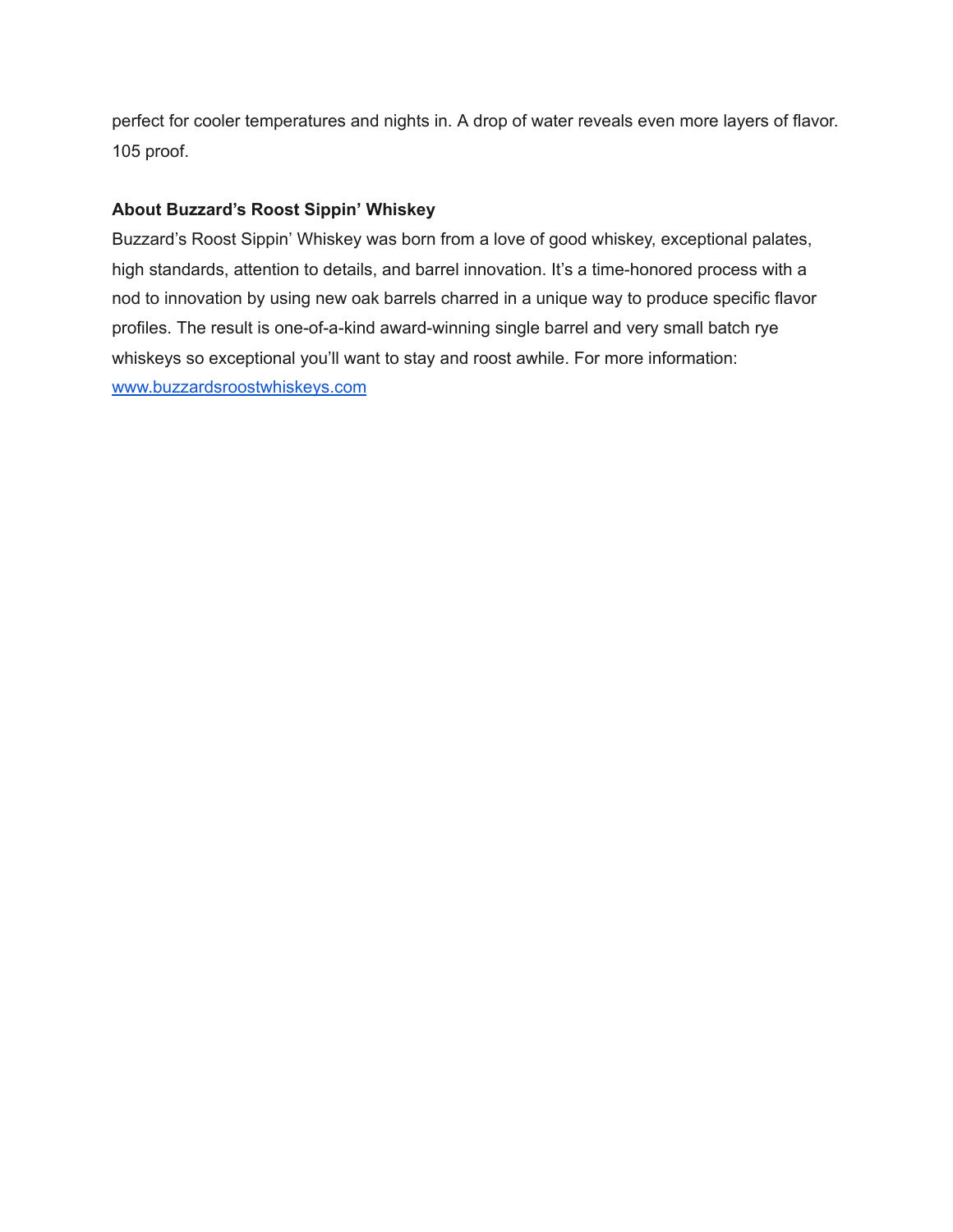perfect for cooler temperatures and nights in. A drop of water reveals even more layers of flavor. 105 proof.

**About Buzzard's Roost Sippin' Whiskey**

Buzzard's Roost Sippin' Whiskey was born from a love of good whiskey, exceptional palates, high standards, attention to details, and barrel innovation. It's a time-honored process with a nod to innovation by using new oak barrels charred in a unique way to produce specific flavor profiles. The result is one-of-a-kind award-winning single barrel and very small batch rye whiskeys so exceptional you'll want to stay and roost awhile. For more information: [www.buzzardsroostwhiskeys.com](http://www.buzzardsroostwhiskeys.com)